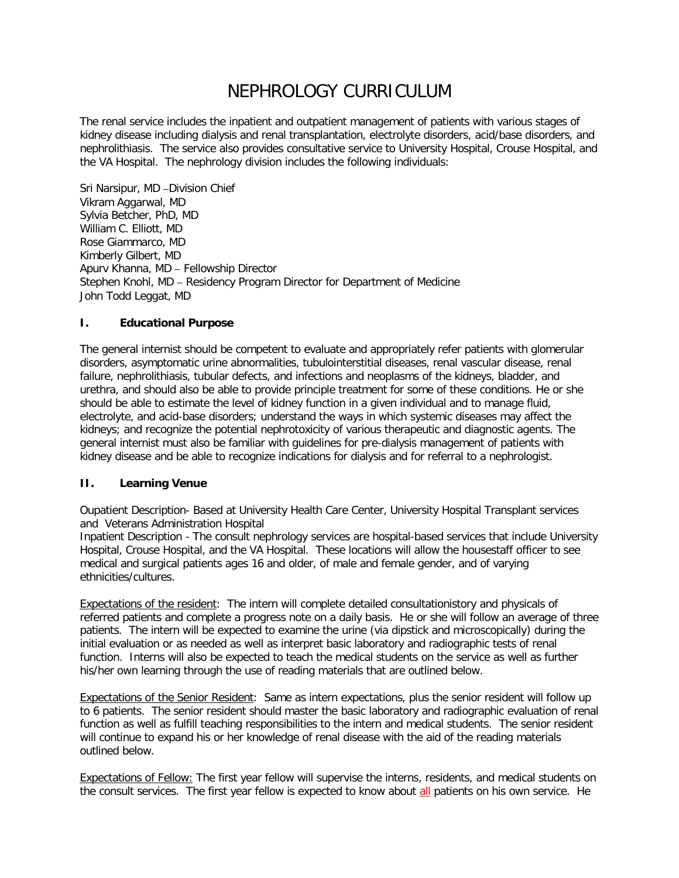# NEPHROLOGY CURRICULUM

The renal service includes the inpatient and outpatient management of patients with various stages of kidney disease including dialysis and renal transplantation, electrolyte disorders, acid/base disorders, and nephrolithiasis. The service also provides consultative service to University Hospital, Crouse Hospital, and the VA Hospital. The nephrology division includes the following individuals:

Sri Narsipur, MD –Division Chief
Vikram Aggarwal, MD
Sylvia Betcher, PhD, MD
William C. Elliott, MD
Rose Giammarco, MD
Kimberly Gilbert, MD
Apurv Khanna, MD – Fellowship Director
Stephen Knohl, MD – Residency Program Director for Department of Medicine
John Todd Leggat, MD

## I. Educational Purpose

The general internist should be competent to evaluate and appropriately refer patients with glomerular disorders, asymptomatic urine abnormalities, tubulointerstitial diseases, renal vascular disease, renal failure, nephrolithiasis, tubular defects, and infections and neoplasms of the kidneys, bladder, and urethra, and should also be able to provide principle treatment for some of these conditions. He or she should be able to estimate the level of kidney function in a given individual and to manage fluid, electrolyte, and acid-base disorders; understand the ways in which systemic diseases may affect the kidneys; and recognize the potential nephrotoxicity of various therapeutic and diagnostic agents. The general internist must also be familiar with guidelines for pre-dialysis management of patients with kidney disease and be able to recognize indications for dialysis and for referral to a nephrologist.

## II. Learning Venue

Oupatient Description- Based at University Health Care Center, University Hospital Transplant services and Veterans Administration Hospital
Inpatient Description - The consult nephrology services are hospital-based services that include University Hospital, Crouse Hospital, and the VA Hospital. These locations will allow the housestaff officer to see medical and surgical patients ages 16 and older, of male and female gender, and of varying ethnicities/cultures.

Expectations of the resident: The intern will complete detailed consultationistory and physicals of referred patients and complete a progress note on a daily basis. He or she will follow an average of three patients. The intern will be expected to examine the urine (via dipstick and microscopically) during the initial evaluation or as needed as well as interpret basic laboratory and radiographic tests of renal function. Interns will also be expected to teach the medical students on the service as well as further his/her own learning through the use of reading materials that are outlined below.

Expectations of the Senior Resident: Same as intern expectations, plus the senior resident will follow up to 6 patients. The senior resident should master the basic laboratory and radiographic evaluation of renal function as well as fulfill teaching responsibilities to the intern and medical students. The senior resident will continue to expand his or her knowledge of renal disease with the aid of the reading materials outlined below.

Expectations of Fellow: The first year fellow will supervise the interns, residents, and medical students on the consult services. The first year fellow is expected to know about all patients on his own service. He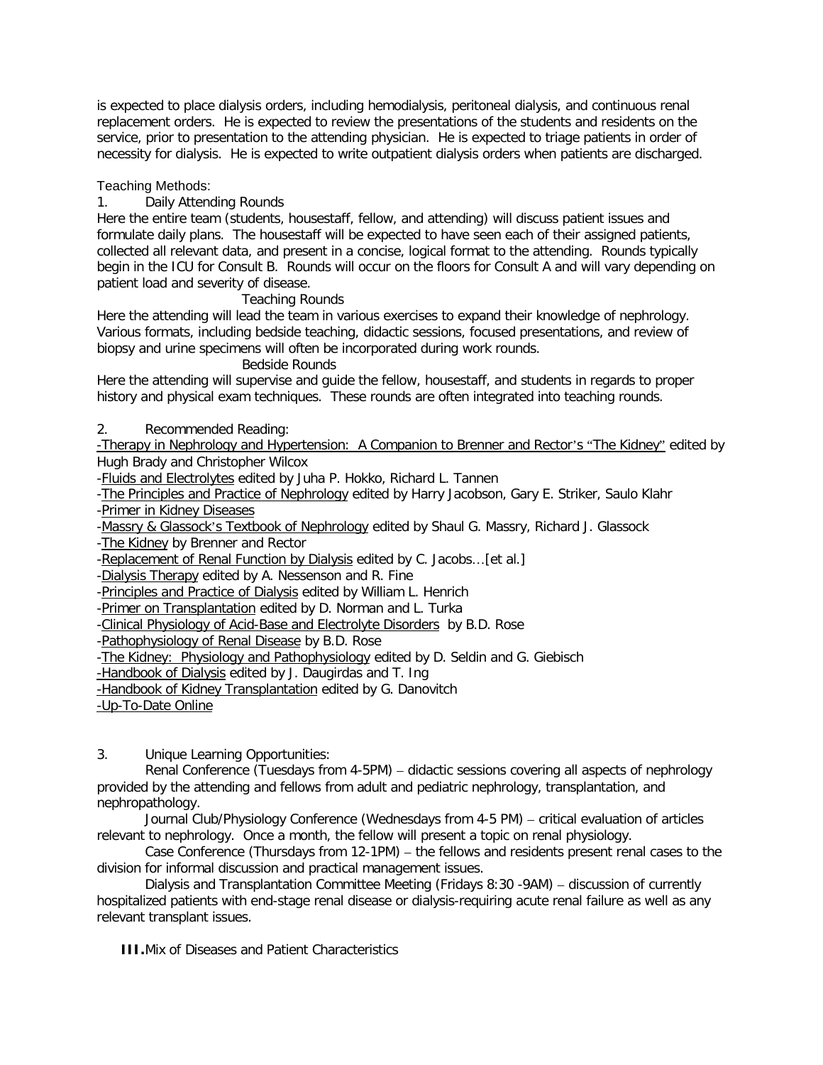is expected to place dialysis orders, including hemodialysis, peritoneal dialysis, and continuous renal replacement orders. He is expected to review the presentations of the students and residents on the service, prior to presentation to the attending physician. He is expected to triage patients in order of necessity for dialysis. He is expected to write outpatient dialysis orders when patients are discharged.

Teaching Methods:

1. Daily Attending Rounds

Here the entire team (students, housestaff, fellow, and attending) will discuss patient issues and formulate daily plans. The housestaff will be expected to have seen each of their assigned patients, collected all relevant data, and present in a concise, logical format to the attending. Rounds typically begin in the ICU for Consult B. Rounds will occur on the floors for Consult A and will vary depending on patient load and severity of disease.

Teaching Rounds

Here the attending will lead the team in various exercises to expand their knowledge of nephrology. Various formats, including bedside teaching, didactic sessions, focused presentations, and review of biopsy and urine specimens will often be incorporated during work rounds.

Bedside Rounds

Here the attending will supervise and guide the fellow, housestaff, and students in regards to proper history and physical exam techniques. These rounds are often integrated into teaching rounds.

2. Recommended Reading:

-Therapy in Nephrology and Hypertension: A Companion to Brenner and Rector's "The Kidney" edited by Hugh Brady and Christopher Wilcox
-Fluids and Electrolytes edited by Juha P. Hokko, Richard L. Tannen
-The Principles and Practice of Nephrology edited by Harry Jacobson, Gary E. Striker, Saulo Klahr
-Primer in Kidney Diseases
-Massry & Glassock's Textbook of Nephrology edited by Shaul G. Massry, Richard J. Glassock
-The Kidney by Brenner and Rector
-Replacement of Renal Function by Dialysis edited by C. Jacobs…[et al.]
-Dialysis Therapy edited by A. Nessenson and R. Fine
-Principles and Practice of Dialysis edited by William L. Henrich
-Primer on Transplantation edited by D. Norman and L. Turka
-Clinical Physiology of Acid-Base and Electrolyte Disorders by B.D. Rose
-Pathophysiology of Renal Disease by B.D. Rose
-The Kidney: Physiology and Pathophysiology edited by D. Seldin and G. Giebisch
-Handbook of Dialysis edited by J. Daugirdas and T. Ing
-Handbook of Kidney Transplantation edited by G. Danovitch
-Up-To-Date Online

3. Unique Learning Opportunities:

Renal Conference (Tuesdays from 4-5PM) – didactic sessions covering all aspects of nephrology provided by the attending and fellows from adult and pediatric nephrology, transplantation, and nephropathology.

Journal Club/Physiology Conference (Wednesdays from 4-5 PM) – critical evaluation of articles relevant to nephrology. Once a month, the fellow will present a topic on renal physiology.

Case Conference (Thursdays from 12-1PM) – the fellows and residents present renal cases to the division for informal discussion and practical management issues.

Dialysis and Transplantation Committee Meeting (Fridays 8:30 -9AM) – discussion of currently hospitalized patients with end-stage renal disease or dialysis-requiring acute renal failure as well as any relevant transplant issues.

**III.** Mix of Diseases and Patient Characteristics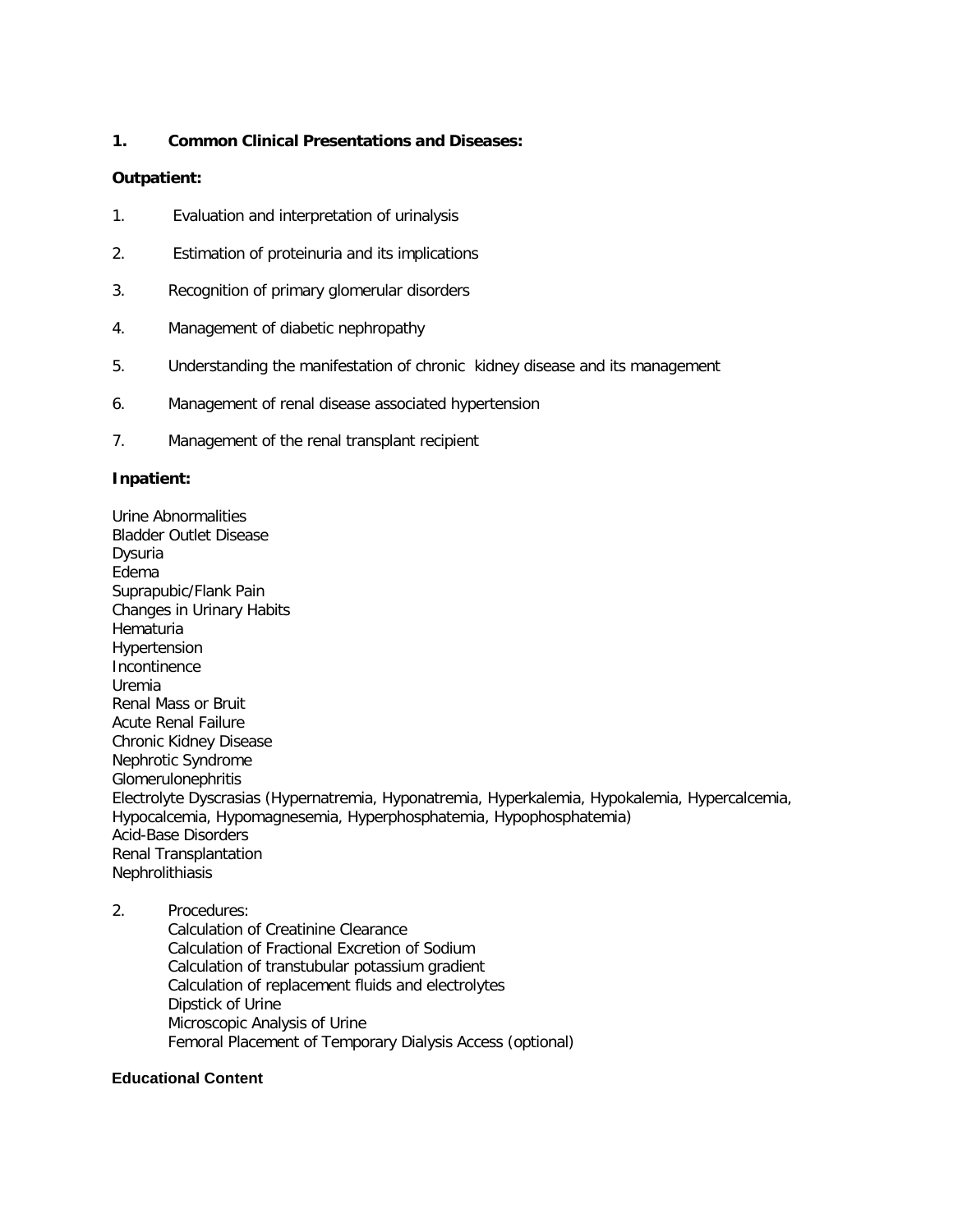**1. Common Clinical Presentations and Diseases:**

**Outpatient:**

1. Evaluation and interpretation of urinalysis
2. Estimation of proteinuria and its implications
3. Recognition of primary glomerular disorders
4. Management of diabetic nephropathy
5. Understanding the manifestation of chronic kidney disease and its management
6. Management of renal disease associated hypertension
7. Management of the renal transplant recipient

**Inpatient:**

Urine Abnormalities
Bladder Outlet Disease
Dysuria
Edema
Suprapubic/Flank Pain
Changes in Urinary Habits
Hematuria
Hypertension
Incontinence
Uremia
Renal Mass or Bruit
Acute Renal Failure
Chronic Kidney Disease
Nephrotic Syndrome
Glomerulonephritis
Electrolyte Dyscrasias (Hypernatremia, Hyponatremia, Hyperkalemia, Hypokalemia, Hypercalcemia, Hypocalcemia, Hypomagnesemia, Hyperphosphatemia, Hypophosphatemia)
Acid-Base Disorders
Renal Transplantation
Nephrolithiasis

2. Procedures:
   Calculation of Creatinine Clearance
   Calculation of Fractional Excretion of Sodium
   Calculation of transtubular potassium gradient
   Calculation of replacement fluids and electrolytes
   Dipstick of Urine
   Microscopic Analysis of Urine
   Femoral Placement of Temporary Dialysis Access (optional)

**Educational Content**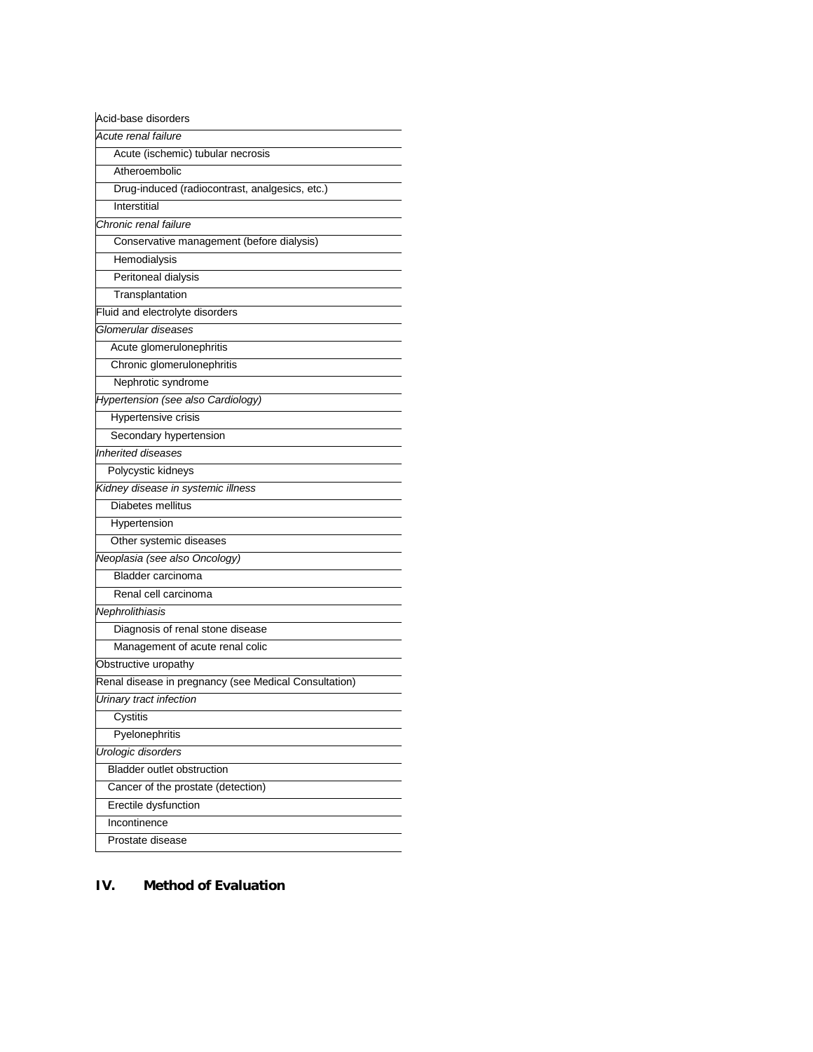| Acid-base disorders |
|---|
| *Acute renal failure* |
| Acute (ischemic) tubular necrosis |
| Atheroembolic |
| Drug-induced (radiocontrast, analgesics, etc.) |
| Interstitial |
| *Chronic renal failure* |
| Conservative management (before dialysis) |
| Hemodialysis |
| Peritoneal dialysis |
| Transplantation |
| Fluid and electrolyte disorders |
| *Glomerular diseases* |
| Acute glomerulonephritis |
| Chronic glomerulonephritis |
| Nephrotic syndrome |
| *Hypertension (see also Cardiology)* |
| Hypertensive crisis |
| Secondary hypertension |
| *Inherited diseases* |
| Polycystic kidneys |
| *Kidney disease in systemic illness* |
| Diabetes mellitus |
| Hypertension |
| Other systemic diseases |
| *Neoplasia (see also Oncology)* |
| Bladder carcinoma |
| Renal cell carcinoma |
| *Nephrolithiasis* |
| Diagnosis of renal stone disease |
| Management of acute renal colic |
| Obstructive uropathy |
| Renal disease in pregnancy (see Medical Consultation) |
| *Urinary tract infection* |
| Cystitis |
| Pyelonephritis |
| *Urologic disorders* |
| Bladder outlet obstruction |
| Cancer of the prostate (detection) |
| Erectile dysfunction |
| Incontinence |
| Prostate disease |

## IV. Method of Evaluation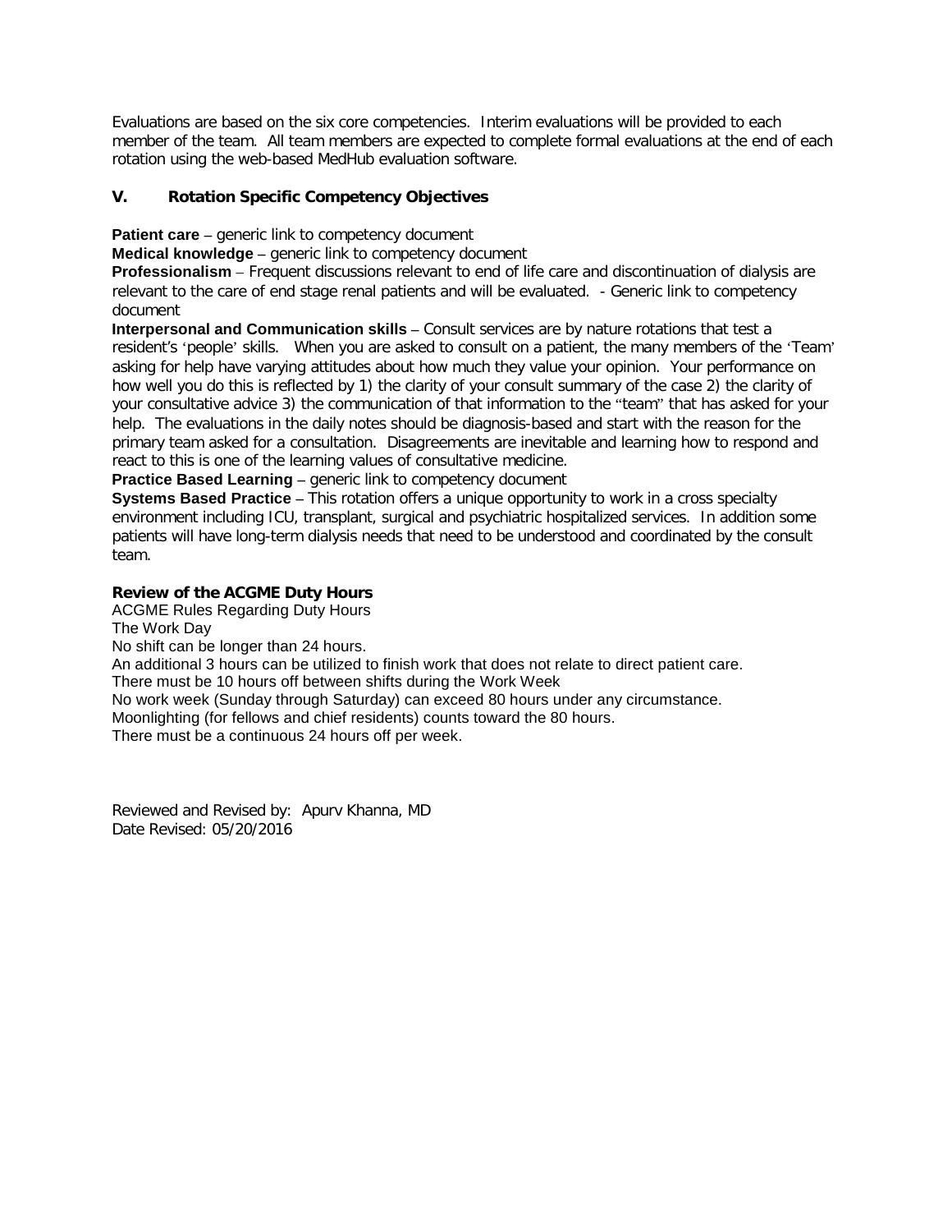Evaluations are based on the six core competencies. Interim evaluations will be provided to each member of the team. All team members are expected to complete formal evaluations at the end of each rotation using the web-based MedHub evaluation software.

## V. Rotation Specific Competency Objectives

**Patient care** – generic link to competency document

**Medical knowledge** – generic link to competency document

**Professionalism** – Frequent discussions relevant to end of life care and discontinuation of dialysis are relevant to the care of end stage renal patients and will be evaluated. - Generic link to competency document

**Interpersonal and Communication skills** – Consult services are by nature rotations that test a resident's 'people' skills. When you are asked to consult on a patient, the many members of the 'Team' asking for help have varying attitudes about how much they value your opinion. Your performance on how well you do this is reflected by 1) the clarity of your consult summary of the case 2) the clarity of your consultative advice 3) the communication of that information to the "team" that has asked for your help. The evaluations in the daily notes should be diagnosis-based and start with the reason for the primary team asked for a consultation. Disagreements are inevitable and learning how to respond and react to this is one of the learning values of consultative medicine.

**Practice Based Learning** – generic link to competency document

**Systems Based Practice** – This rotation offers a unique opportunity to work in a cross specialty environment including ICU, transplant, surgical and psychiatric hospitalized services. In addition some patients will have long-term dialysis needs that need to be understood and coordinated by the consult team.

### Review of the ACGME Duty Hours

ACGME Rules Regarding Duty Hours

The Work Day

No shift can be longer than 24 hours.

An additional 3 hours can be utilized to finish work that does not relate to direct patient care.

There must be 10 hours off between shifts during the Work Week

No work week (Sunday through Saturday) can exceed 80 hours under any circumstance.

Moonlighting (for fellows and chief residents) counts toward the 80 hours.

There must be a continuous 24 hours off per week.

Reviewed and Revised by: Apurv Khanna, MD

Date Revised: 05/20/2016